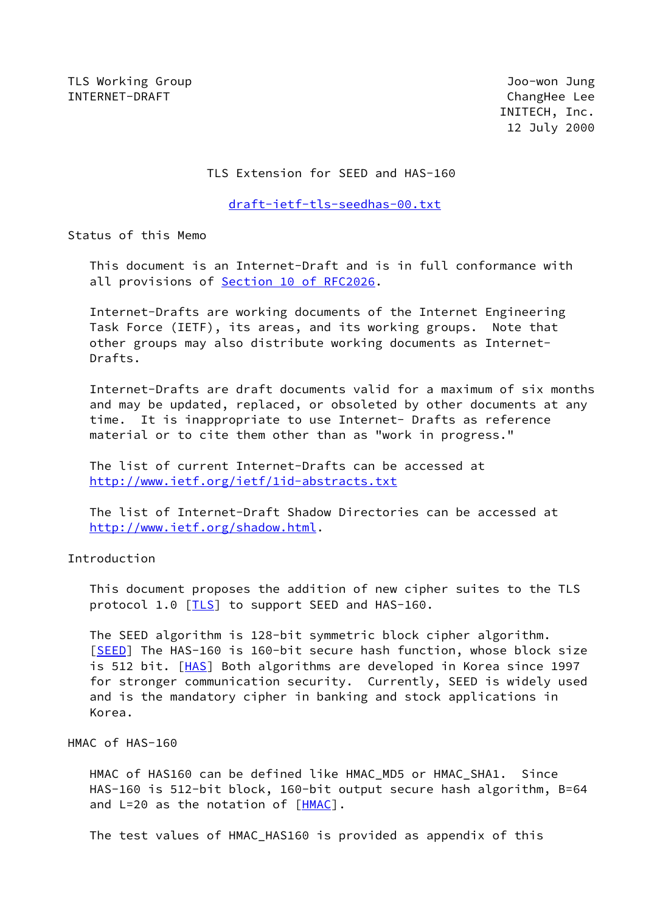TLS Working Group                                         Joo-won Jung
INTERNET-DRAFT                                            ChangHee Lee
                                                         INITECH, Inc.
                                                          12 July 2000

# TLS Extension for SEED and HAS-160

draft-ietf-tls-seedhas-00.txt

## Status of this Memo

This document is an Internet-Draft and is in full conformance with all provisions of Section 10 of RFC2026.

Internet-Drafts are working documents of the Internet Engineering Task Force (IETF), its areas, and its working groups. Note that other groups may also distribute working documents as Internet-Drafts.

Internet-Drafts are draft documents valid for a maximum of six months and may be updated, replaced, or obsoleted by other documents at any time. It is inappropriate to use Internet- Drafts as reference material or to cite them other than as "work in progress."

The list of current Internet-Drafts can be accessed at http://www.ietf.org/ietf/1id-abstracts.txt

The list of Internet-Draft Shadow Directories can be accessed at http://www.ietf.org/shadow.html.

## Introduction

This document proposes the addition of new cipher suites to the TLS protocol 1.0 [TLS] to support SEED and HAS-160.

The SEED algorithm is 128-bit symmetric block cipher algorithm. [SEED] The HAS-160 is 160-bit secure hash function, whose block size is 512 bit. [HAS] Both algorithms are developed in Korea since 1997 for stronger communication security. Currently, SEED is widely used and is the mandatory cipher in banking and stock applications in Korea.

## HMAC of HAS-160

HMAC of HAS160 can be defined like HMAC_MD5 or HMAC_SHA1. Since HAS-160 is 512-bit block, 160-bit output secure hash algorithm, B=64 and L=20 as the notation of [HMAC].

The test values of HMAC_HAS160 is provided as appendix of this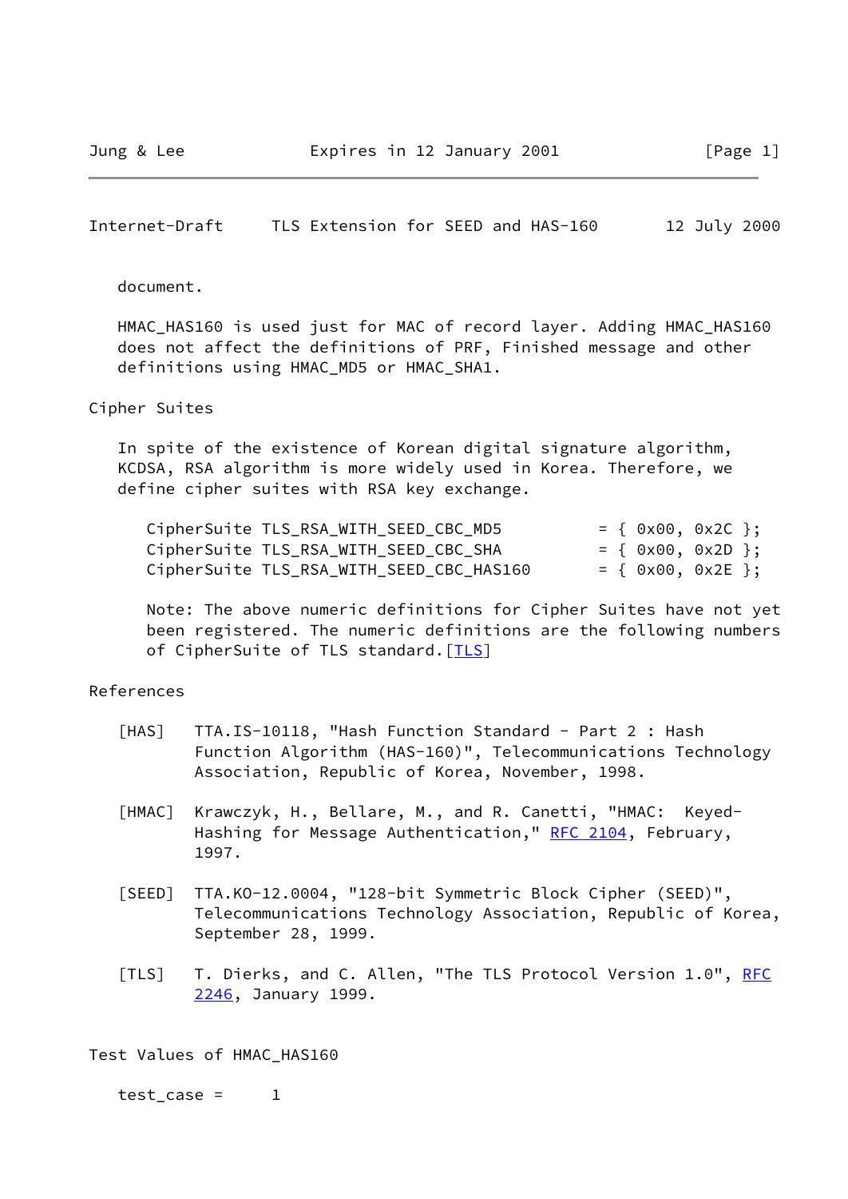document.

HMAC_HAS160 is used just for MAC of record layer. Adding HMAC_HAS160 does not affect the definitions of PRF, Finished message and other definitions using HMAC_MD5 or HMAC_SHA1.

## Cipher Suites

In spite of the existence of Korean digital signature algorithm, KCDSA, RSA algorithm is more widely used in Korea. Therefore, we define cipher suites with RSA key exchange.

```
CipherSuite TLS_RSA_WITH_SEED_CBC_MD5          = { 0x00, 0x2C };
CipherSuite TLS_RSA_WITH_SEED_CBC_SHA          = { 0x00, 0x2D };
CipherSuite TLS_RSA_WITH_SEED_CBC_HAS160       = { 0x00, 0x2E };
```

Note: The above numeric definitions for Cipher Suites have not yet been registered. The numeric definitions are the following numbers of CipherSuite of TLS standard.[TLS]

## References

[HAS] TTA.IS-10118, "Hash Function Standard - Part 2 : Hash Function Algorithm (HAS-160)", Telecommunications Technology Association, Republic of Korea, November, 1998.

[HMAC] Krawczyk, H., Bellare, M., and R. Canetti, "HMAC: Keyed-Hashing for Message Authentication," RFC 2104, February, 1997.

[SEED] TTA.KO-12.0004, "128-bit Symmetric Block Cipher (SEED)", Telecommunications Technology Association, Republic of Korea, September 28, 1999.

[TLS] T. Dierks, and C. Allen, "The TLS Protocol Version 1.0", RFC 2246, January 1999.

## Test Values of HMAC_HAS160

```
test_case =     1
```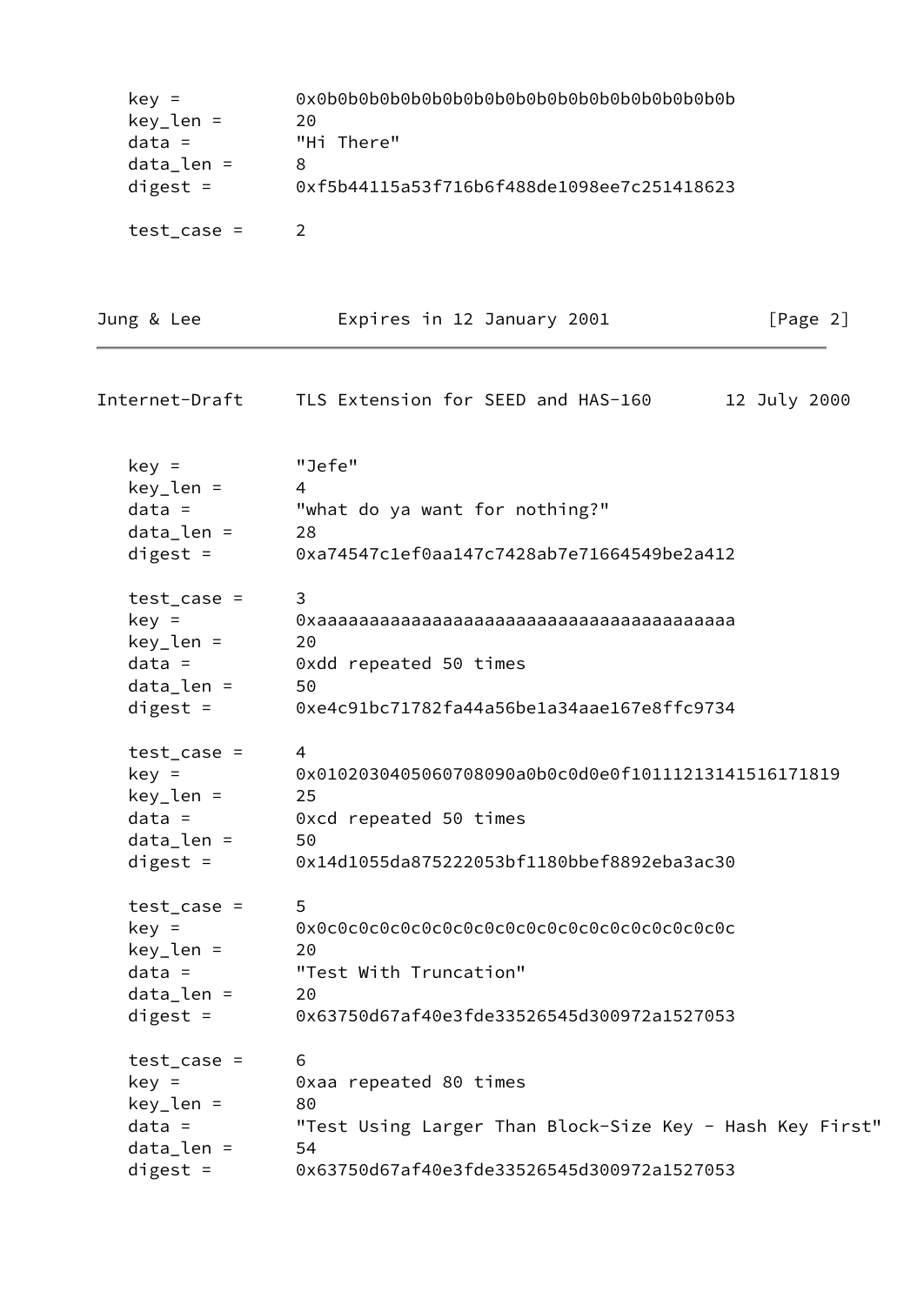```
   key =           0x0b0b0b0b0b0b0b0b0b0b0b0b0b0b0b0b0b0b0b0b
   key_len =       20
   data =          "Hi There"
   data_len =      8
   digest =        0xf5b44115a53f716b6f488de1098ee7c251418623

   test_case =     2
```

```
   key =           "Jefe"
   key_len =       4
   data =          "what do ya want for nothing?"
   data_len =      28
   digest =        0xa74547c1ef0aa147c7428ab7e71664549be2a412

   test_case =     3
   key =           0xaaaaaaaaaaaaaaaaaaaaaaaaaaaaaaaaaaaaaaaa
   key_len =       20
   data =          0xdd repeated 50 times
   data_len =      50
   digest =        0xe4c91bc71782fa44a56be1a34aae167e8ffc9734

   test_case =     4
   key =           0x0102030405060708090a0b0c0d0e0f10111213141516171819
   key_len =       25
   data =          0xcd repeated 50 times
   data_len =      50
   digest =        0x14d1055da875222053bf1180bbef8892eba3ac30

   test_case =     5
   key =           0x0c0c0c0c0c0c0c0c0c0c0c0c0c0c0c0c0c0c0c0c
   key_len =       20
   data =          "Test With Truncation"
   data_len =      20
   digest =        0x63750d67af40e3fde33526545d300972a1527053

   test_case =     6
   key =           0xaa repeated 80 times
   key_len =       80
   data =          "Test Using Larger Than Block-Size Key - Hash Key First"
   data_len =      54
   digest =        0x63750d67af40e3fde33526545d300972a1527053
```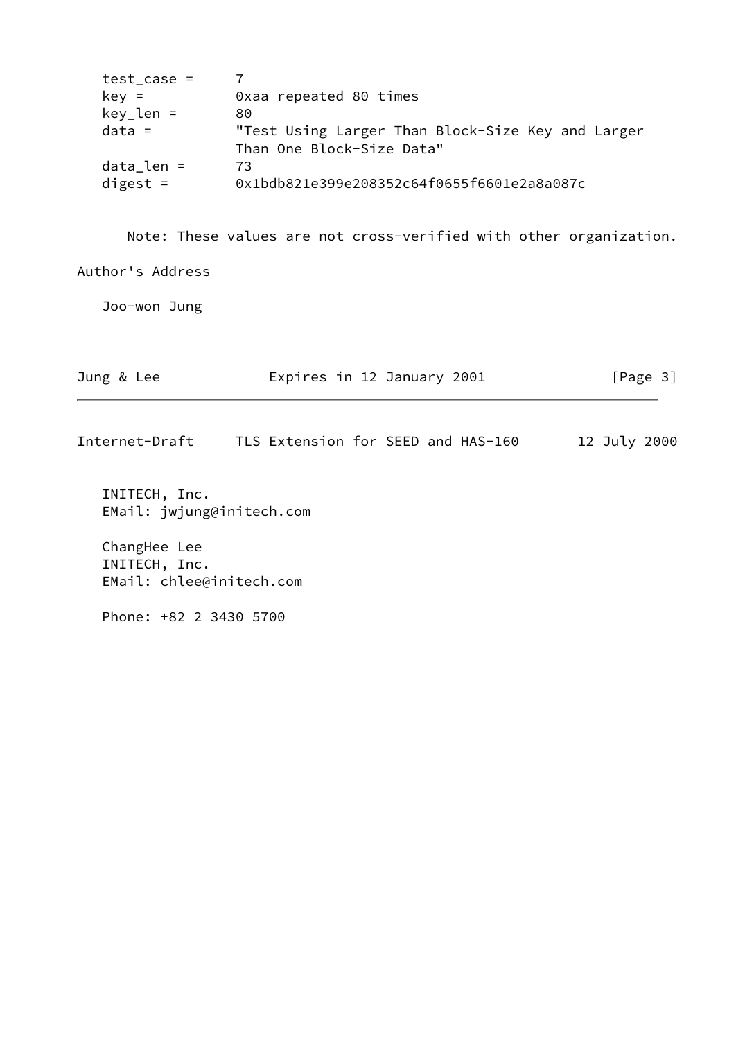```
test_case =     7
key =           0xaa repeated 80 times
key_len =       80
data =          "Test Using Larger Than Block-Size Key and Larger
                Than One Block-Size Data"
data_len =      73
digest =        0x1bdb821e399e208352c64f0655f6601e2a8a087c
```

Note: These values are not cross-verified with other organization.

## Author's Address

Joo-won Jung  
INITECH, Inc.  
EMail: jwjung@initech.com

ChangHee Lee  
INITECH, Inc.  
EMail: chlee@initech.com

Phone: +82 2 3430 5700